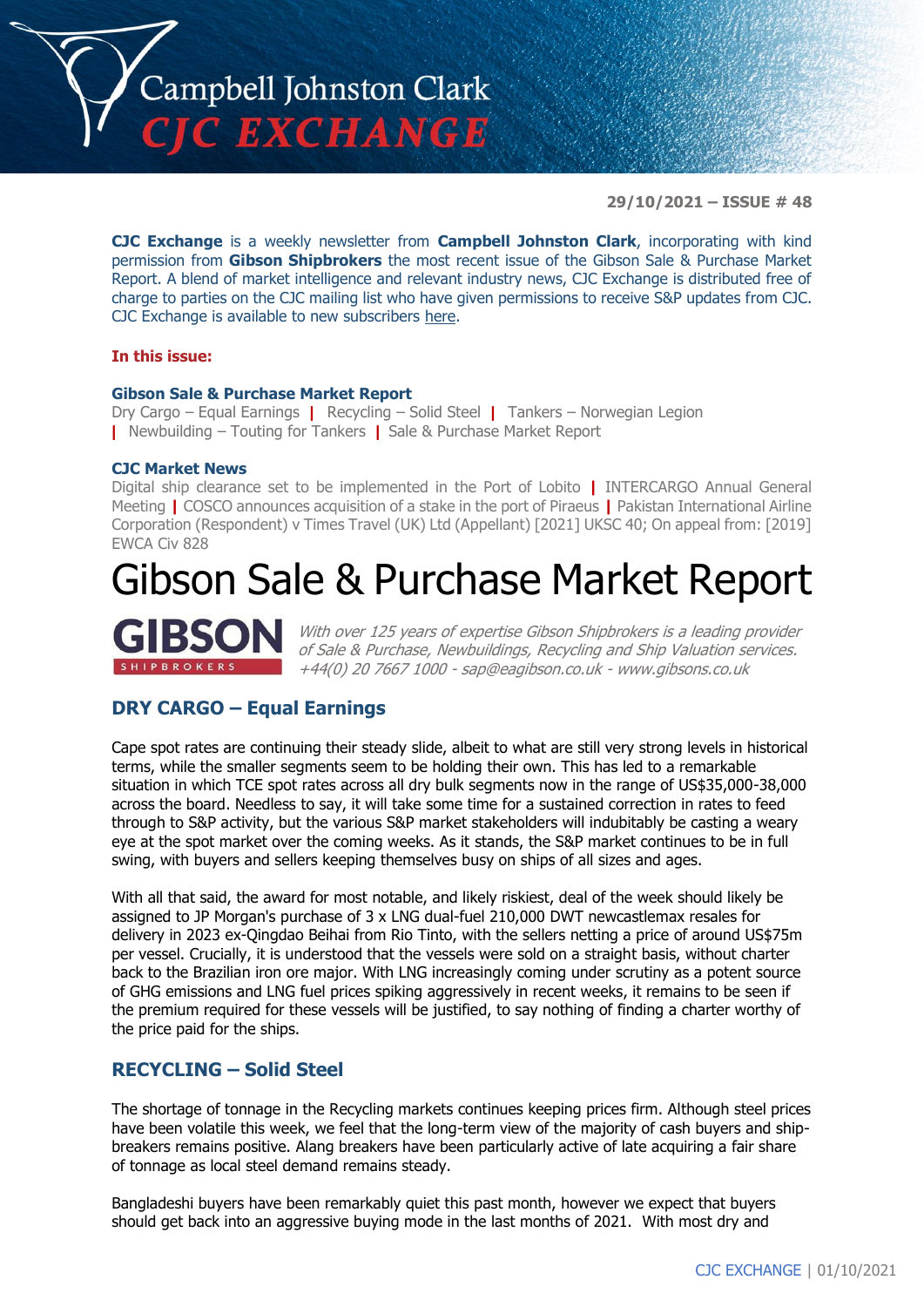# Campbell Johnston Clark CJC EXCHANGE

**29/10/2021 – ISSUE # 48**

**CJC Exchange** is a weekly newsletter from **Campbell Johnston Clark**, incorporating with kind permission from **Gibson Shipbrokers** the most recent issue of the Gibson Sale & Purchase Market Report. A blend of market intelligence and relevant industry news, CJC Exchange is distributed free of charge to parties on the CJC mailing list who have given permissions to receive S&P updates from CJC. CJC Exchange is available to new subscribers here.

**In this issue:**

**Gibson Sale & Purchase Market Report**

Dry Cargo – Equal Earnings | Recycling – Solid Steel | Tankers – Norwegian Legion | Newbuilding – Touting for Tankers | Sale & Purchase Market Report

**CJC Market News**

Digital ship clearance set to be implemented in the Port of Lobito | INTERCARGO Annual General Meeting | COSCO announces acquisition of a stake in the port of Piraeus | Pakistan International Airline Corporation (Respondent) v Times Travel (UK) Ltd (Appellant) [2021] UKSC 40; On appeal from: [2019] EWCA Civ 828

# Gibson Sale & Purchase Market Report

**GIBSON SHIPBROKERS**

*With over 125 years of expertise Gibson Shipbrokers is a leading provider of Sale & Purchase, Newbuildings, Recycling and Ship Valuation services. +44(0) 20 7667 1000 - sap@eagibson.co.uk - www.gibsons.co.uk*

## DRY CARGO – Equal Earnings

Cape spot rates are continuing their steady slide, albeit to what are still very strong levels in historical terms, while the smaller segments seem to be holding their own. This has led to a remarkable situation in which TCE spot rates across all dry bulk segments now in the range of US$35,000-38,000 across the board. Needless to say, it will take some time for a sustained correction in rates to feed through to S&P activity, but the various S&P market stakeholders will indubitably be casting a weary eye at the spot market over the coming weeks. As it stands, the S&P market continues to be in full swing, with buyers and sellers keeping themselves busy on ships of all sizes and ages.

With all that said, the award for most notable, and likely riskiest, deal of the week should likely be assigned to JP Morgan's purchase of 3 x LNG dual-fuel 210,000 DWT newcastlemax resales for delivery in 2023 ex-Qingdao Beihai from Rio Tinto, with the sellers netting a price of around US$75m per vessel. Crucially, it is understood that the vessels were sold on a straight basis, without charter back to the Brazilian iron ore major. With LNG increasingly coming under scrutiny as a potent source of GHG emissions and LNG fuel prices spiking aggressively in recent weeks, it remains to be seen if the premium required for these vessels will be justified, to say nothing of finding a charter worthy of the price paid for the ships.

## RECYCLING – Solid Steel

The shortage of tonnage in the Recycling markets continues keeping prices firm. Although steel prices have been volatile this week, we feel that the long-term view of the majority of cash buyers and ship-breakers remains positive. Alang breakers have been particularly active of late acquiring a fair share of tonnage as local steel demand remains steady.

Bangladeshi buyers have been remarkably quiet this past month, however we expect that buyers should get back into an aggressive buying mode in the last months of 2021. With most dry and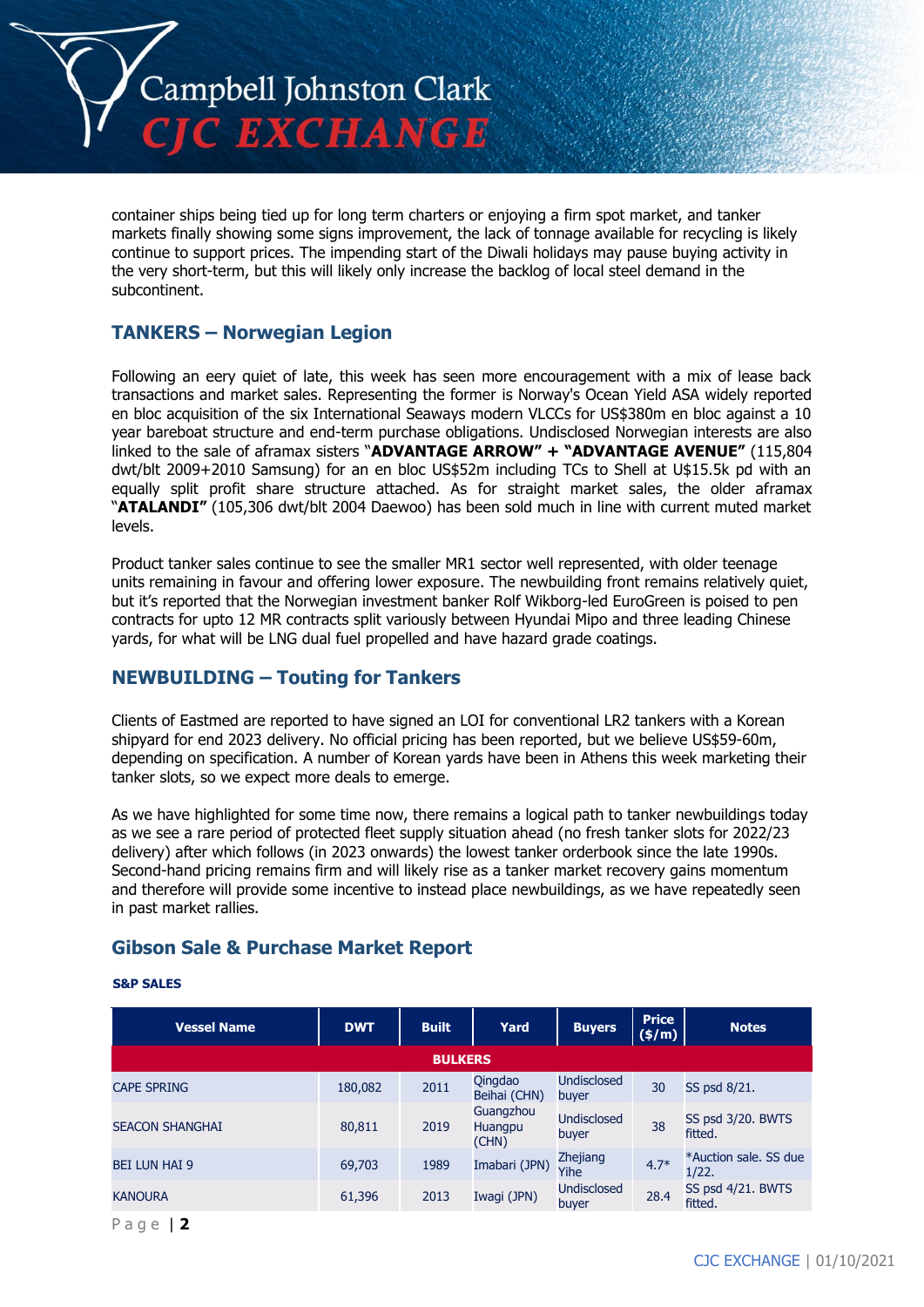container ships being tied up for long term charters or enjoying a firm spot market, and tanker markets finally showing some signs improvement, the lack of tonnage available for recycling is likely continue to support prices. The impending start of the Diwali holidays may pause buying activity in the very short-term, but this will likely only increase the backlog of local steel demand in the subcontinent.

## TANKERS – Norwegian Legion

Following an eery quiet of late, this week has seen more encouragement with a mix of lease back transactions and market sales. Representing the former is Norway's Ocean Yield ASA widely reported en bloc acquisition of the six International Seaways modern VLCCs for US$380m en bloc against a 10 year bareboat structure and end-term purchase obligations. Undisclosed Norwegian interests are also linked to the sale of aframax sisters "**ADVANTAGE ARROW" + "ADVANTAGE AVENUE"** (115,804 dwt/blt 2009+2010 Samsung) for an en bloc US$52m including TCs to Shell at U$15.5k pd with an equally split profit share structure attached. As for straight market sales, the older aframax "**ATALANDI"** (105,306 dwt/blt 2004 Daewoo) has been sold much in line with current muted market levels.

Product tanker sales continue to see the smaller MR1 sector well represented, with older teenage units remaining in favour and offering lower exposure. The newbuilding front remains relatively quiet, but it's reported that the Norwegian investment banker Rolf Wikborg-led EuroGreen is poised to pen contracts for upto 12 MR contracts split variously between Hyundai Mipo and three leading Chinese yards, for what will be LNG dual fuel propelled and have hazard grade coatings.

## NEWBUILDING – Touting for Tankers

Clients of Eastmed are reported to have signed an LOI for conventional LR2 tankers with a Korean shipyard for end 2023 delivery. No official pricing has been reported, but we believe US$59-60m, depending on specification. A number of Korean yards have been in Athens this week marketing their tanker slots, so we expect more deals to emerge.

As we have highlighted for some time now, there remains a logical path to tanker newbuildings today as we see a rare period of protected fleet supply situation ahead (no fresh tanker slots for 2022/23 delivery) after which follows (in 2023 onwards) the lowest tanker orderbook since the late 1990s. Second-hand pricing remains firm and will likely rise as a tanker market recovery gains momentum and therefore will provide some incentive to instead place newbuildings, as we have repeatedly seen in past market rallies.

## Gibson Sale & Purchase Market Report

**S&P SALES**

| Vessel Name | DWT | Built | Yard | Buyers | Price ($/m) | Notes |
|---|---|---|---|---|---|---|
| **BULKERS** | | | | | | |
| CAPE SPRING | 180,082 | 2011 | Qingdao Beihai (CHN) | Undisclosed buyer | 30 | SS psd 8/21. |
| SEACON SHANGHAI | 80,811 | 2019 | Guangzhou Huangpu (CHN) | Undisclosed buyer | 38 | SS psd 3/20. BWTS fitted. |
| BEI LUN HAI 9 | 69,703 | 1989 | Imabari (JPN) | Zhejiang Yihe | 4.7* | *Auction sale. SS due 1/22. |
| KANOURA | 61,396 | 2013 | Iwagi (JPN) | Undisclosed buyer | 28.4 | SS psd 4/21. BWTS fitted. |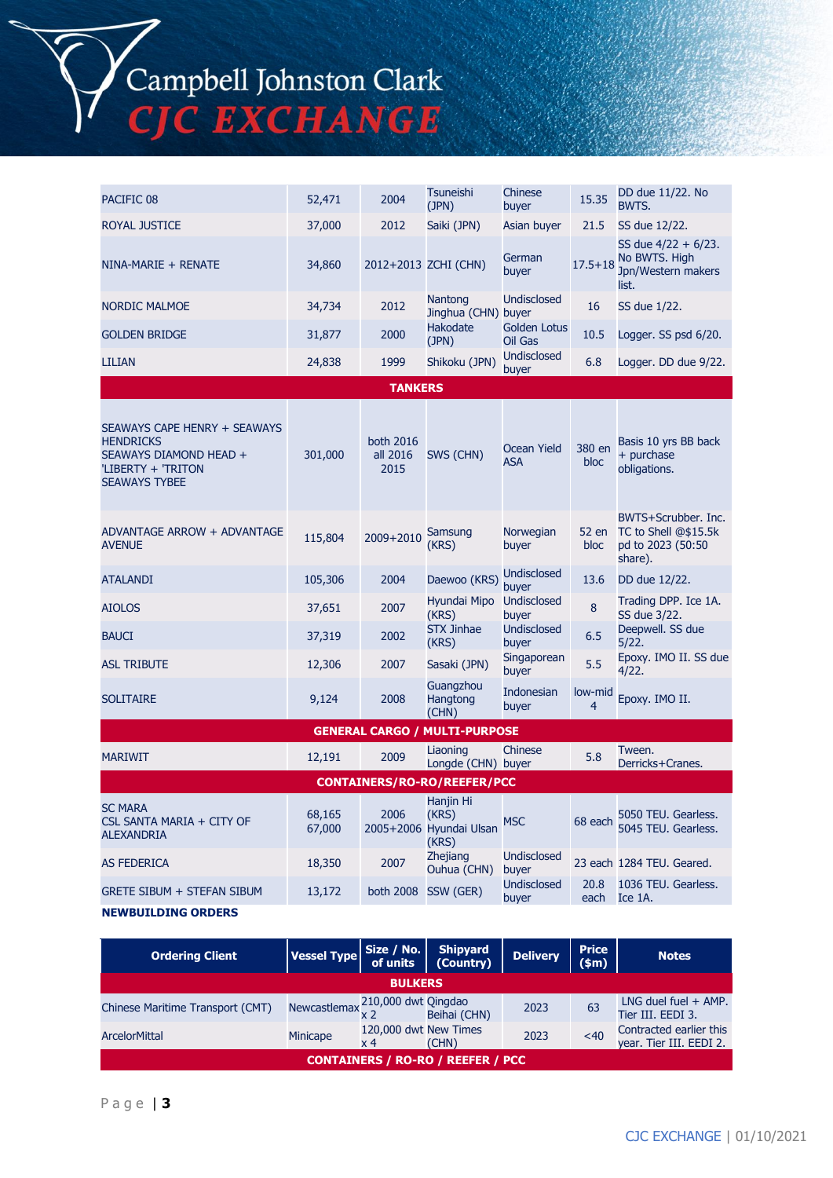| | | | | | | |
|---|---|---|---|---|---|---|
| PACIFIC 08 | 52,471 | 2004 | Tsuneishi (JPN) | Chinese buyer | 15.35 | DD due 11/22. No BWTS. |
| ROYAL JUSTICE | 37,000 | 2012 | Saiki (JPN) | Asian buyer | 21.5 | SS due 12/22. |
| NINA-MARIE + RENATE | 34,860 | 2012+2013 | ZCHI (CHN) | German buyer | 17.5+18 | SS due 4/22 + 6/23. No BWTS. High Jpn/Western makers list. |
| NORDIC MALMOE | 34,734 | 2012 | Nantong Jinghua (CHN) | Undisclosed buyer | 16 | SS due 1/22. |
| GOLDEN BRIDGE | 31,877 | 2000 | Hakodate (JPN) | Golden Lotus Oil Gas | 10.5 | Logger. SS psd 6/20. |
| LILIAN | 24,838 | 1999 | Shikoku (JPN) | Undisclosed buyer | 6.8 | Logger. DD due 9/22. |
| **TANKERS** | | | | | | |
| SEAWAYS CAPE HENRY + SEAWAYS HENDRICKS SEAWAYS DIAMOND HEAD + 'LIBERTY + 'TRITON SEAWAYS TYBEE | 301,000 | both 2016 all 2016 2015 | SWS (CHN) | Ocean Yield ASA | 380 en bloc | Basis 10 yrs BB back + purchase obligations. |
| ADVANTAGE ARROW + ADVANTAGE AVENUE | 115,804 | 2009+2010 | Samsung (KRS) | Norwegian buyer | 52 en bloc | BWTS+Scrubber. Inc. TC to Shell @$15.5k pd to 2023 (50:50 share). |
| ATALANDI | 105,306 | 2004 | Daewoo (KRS) | Undisclosed buyer | 13.6 | DD due 12/22. |
| AIOLOS | 37,651 | 2007 | Hyundai Mipo (KRS) | Undisclosed buyer | 8 | Trading DPP. Ice 1A. SS due 3/22. |
| BAUCI | 37,319 | 2002 | STX Jinhae (KRS) | Undisclosed buyer | 6.5 | Deepwell. SS due 5/22. |
| ASL TRIBUTE | 12,306 | 2007 | Sasaki (JPN) | Singaporean buyer | 5.5 | Epoxy. IMO II. SS due 4/22. |
| SOLITAIRE | 9,124 | 2008 | Guangzhou Hangtong (CHN) | Indonesian buyer | low-mid 4 | Epoxy. IMO II. |
| **GENERAL CARGO / MULTI-PURPOSE** | | | | | | |
| MARIWIT | 12,191 | 2009 | Liaoning Longde (CHN) | Chinese buyer | 5.8 | Tween. Derricks+Cranes. |
| **CONTAINERS/RO-RO/REEFER/PCC** | | | | | | |
| SC MARA CSL SANTA MARIA + CITY OF ALEXANDRIA | 68,165 67,000 | 2006 2005+2006 | Hanjin Hi (KRS) Hyundai Ulsan (KRS) | MSC | 68 each | 5050 TEU. Gearless. 5045 TEU. Gearless. |
| AS FEDERICA | 18,350 | 2007 | Zhejiang Ouhua (CHN) | Undisclosed buyer | 23 each | 1284 TEU. Geared. |
| GRETE SIBUM + STEFAN SIBUM | 13,172 | both 2008 | SSW (GER) | Undisclosed buyer | 20.8 each | 1036 TEU. Gearless. Ice 1A. |

**NEWBUILDING ORDERS**

| Ordering Client | Vessel Type | Size / No. of units | Shipyard (Country) | Delivery | Price ($m) | Notes |
|---|---|---|---|---|---|---|
| **BULKERS** | | | | | | |
| Chinese Maritime Transport (CMT) | Newcastlemax | 210,000 dwt x 2 | Qingdao Beihai (CHN) | 2023 | 63 | LNG duel fuel + AMP. Tier III. EEDI 3. |
| ArcelorMittal | Minicape | 120,000 dwt x 4 | New Times (CHN) | 2023 | <40 | Contracted earlier this year. Tier III. EEDI 2. |
| **CONTAINERS / RO-RO / REEFER / PCC** | | | | | | |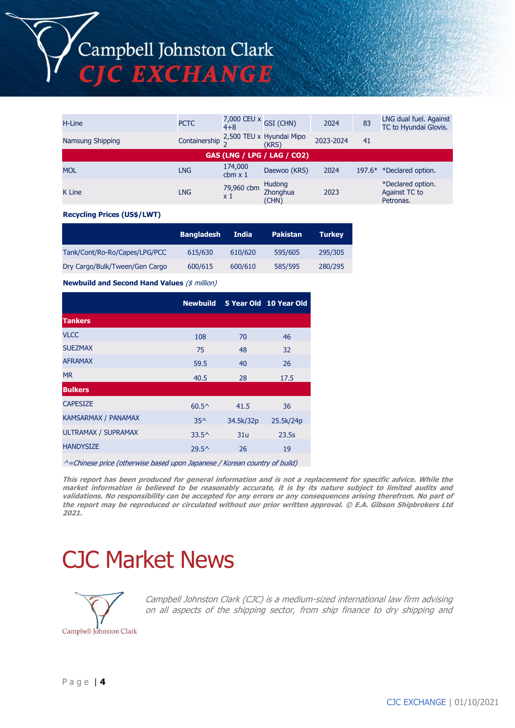| | | | | | | |
|---|---|---|---|---|---|---|
| H-Line | PCTC | 7,000 CEU x 4+8 | GSI (CHN) | 2024 | 83 | LNG dual fuel. Against TC to Hyundai Glovis. |
| Namsung Shipping | Containership | 2,500 TEU x 2 | Hyundai Mipo (KRS) | 2023-2024 | 41 | |
| **GAS (LNG / LPG / LAG / CO2)** | | | | | | |
| MOL | LNG | 174,000 cbm x 1 | Daewoo (KRS) | 2024 | 197.6* | *Declared option. |
| K Line | LNG | 79,960 cbm x 1 | Hudong Zhonghua (CHN) | 2023 | | *Declared option. Against TC to Petronas. |

**Recycling Prices (US$/LWT)**

| | Bangladesh | India | Pakistan | Turkey |
|---|---|---|---|---|
| Tank/Cont/Ro-Ro/Capes/LPG/PCC | 615/630 | 610/620 | 595/605 | 295/305 |
| Dry Cargo/Bulk/Tween/Gen Cargo | 600/615 | 600/610 | 585/595 | 280/295 |

**Newbuild and Second Hand Values** *($ million)*

| | Newbuild | 5 Year Old | 10 Year Old |
|---|---|---|---|
| **Tankers** | | | |
| VLCC | 108 | 70 | 46 |
| SUEZMAX | 75 | 48 | 32 |
| AFRAMAX | 59.5 | 40 | 26 |
| MR | 40.5 | 28 | 17.5 |
| **Bulkers** | | | |
| CAPESIZE | 60.5^ | 41.5 | 36 |
| KAMSARMAX / PANAMAX | 35^ | 34.5k/32p | 25.5k/24p |
| ULTRAMAX / SUPRAMAX | 33.5^ | 31u | 23.5s |
| HANDYSIZE | 29.5^ | 26 | 19 |

*^=Chinese price (otherwise based upon Japanese / Korean country of build)*

***This report has been produced for general information and is not a replacement for specific advice. While the market information is believed to be reasonably accurate, it is by its nature subject to limited audits and validations. No responsibility can be accepted for any errors or any consequences arising therefrom. No part of the report may be reproduced or circulated without our prior written approval. © E.A. Gibson Shipbrokers Ltd 2021.***

# CJC Market News

Campbell Johnston Clark

*Campbell Johnston Clark (CJC) is a medium-sized international law firm advising on all aspects of the shipping sector, from ship finance to dry shipping and*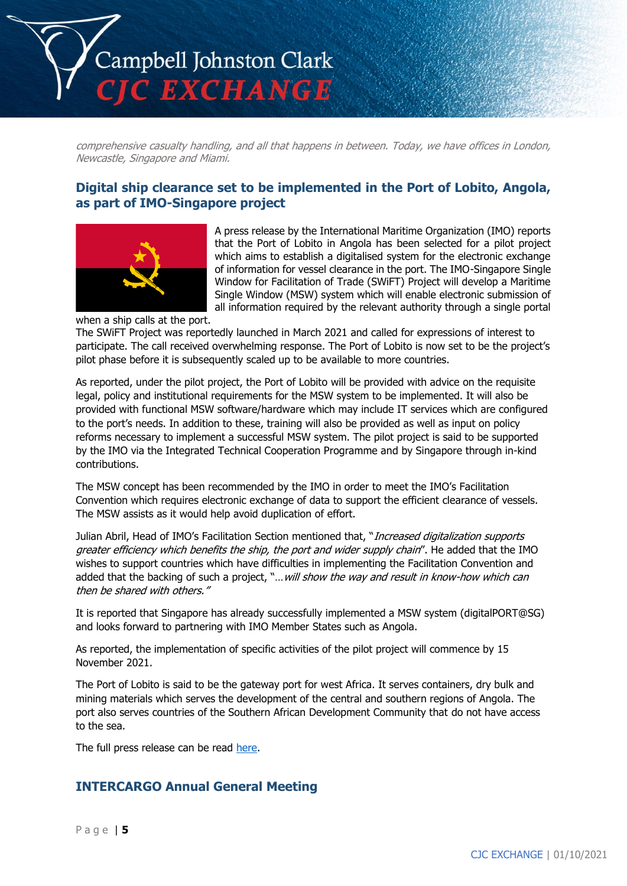*comprehensive casualty handling, and all that happens in between. Today, we have offices in London, Newcastle, Singapore and Miami.*

## Digital ship clearance set to be implemented in the Port of Lobito, Angola, as part of IMO-Singapore project

A press release by the International Maritime Organization (IMO) reports that the Port of Lobito in Angola has been selected for a pilot project which aims to establish a digitalised system for the electronic exchange of information for vessel clearance in the port. The IMO-Singapore Single Window for Facilitation of Trade (SWiFT) Project will develop a Maritime Single Window (MSW) system which will enable electronic submission of all information required by the relevant authority through a single portal when a ship calls at the port.

The SWiFT Project was reportedly launched in March 2021 and called for expressions of interest to participate. The call received overwhelming response. The Port of Lobito is now set to be the project's pilot phase before it is subsequently scaled up to be available to more countries.

As reported, under the pilot project, the Port of Lobito will be provided with advice on the requisite legal, policy and institutional requirements for the MSW system to be implemented. It will also be provided with functional MSW software/hardware which may include IT services which are configured to the port's needs. In addition to these, training will also be provided as well as input on policy reforms necessary to implement a successful MSW system. The pilot project is said to be supported by the IMO via the Integrated Technical Cooperation Programme and by Singapore through in-kind contributions.

The MSW concept has been recommended by the IMO in order to meet the IMO's Facilitation Convention which requires electronic exchange of data to support the efficient clearance of vessels. The MSW assists as it would help avoid duplication of effort.

Julian Abril, Head of IMO's Facilitation Section mentioned that, "*Increased digitalization supports greater efficiency which benefits the ship, the port and wider supply chain*". He added that the IMO wishes to support countries which have difficulties in implementing the Facilitation Convention and added that the backing of such a project, "…*will show the way and result in know-how which can then be shared with others."*

It is reported that Singapore has already successfully implemented a MSW system (digitalPORT@SG) and looks forward to partnering with IMO Member States such as Angola.

As reported, the implementation of specific activities of the pilot project will commence by 15 November 2021.

The Port of Lobito is said to be the gateway port for west Africa. It serves containers, dry bulk and mining materials which serves the development of the central and southern regions of Angola. The port also serves countries of the Southern African Development Community that do not have access to the sea.

The full press release can be read here.

## INTERCARGO Annual General Meeting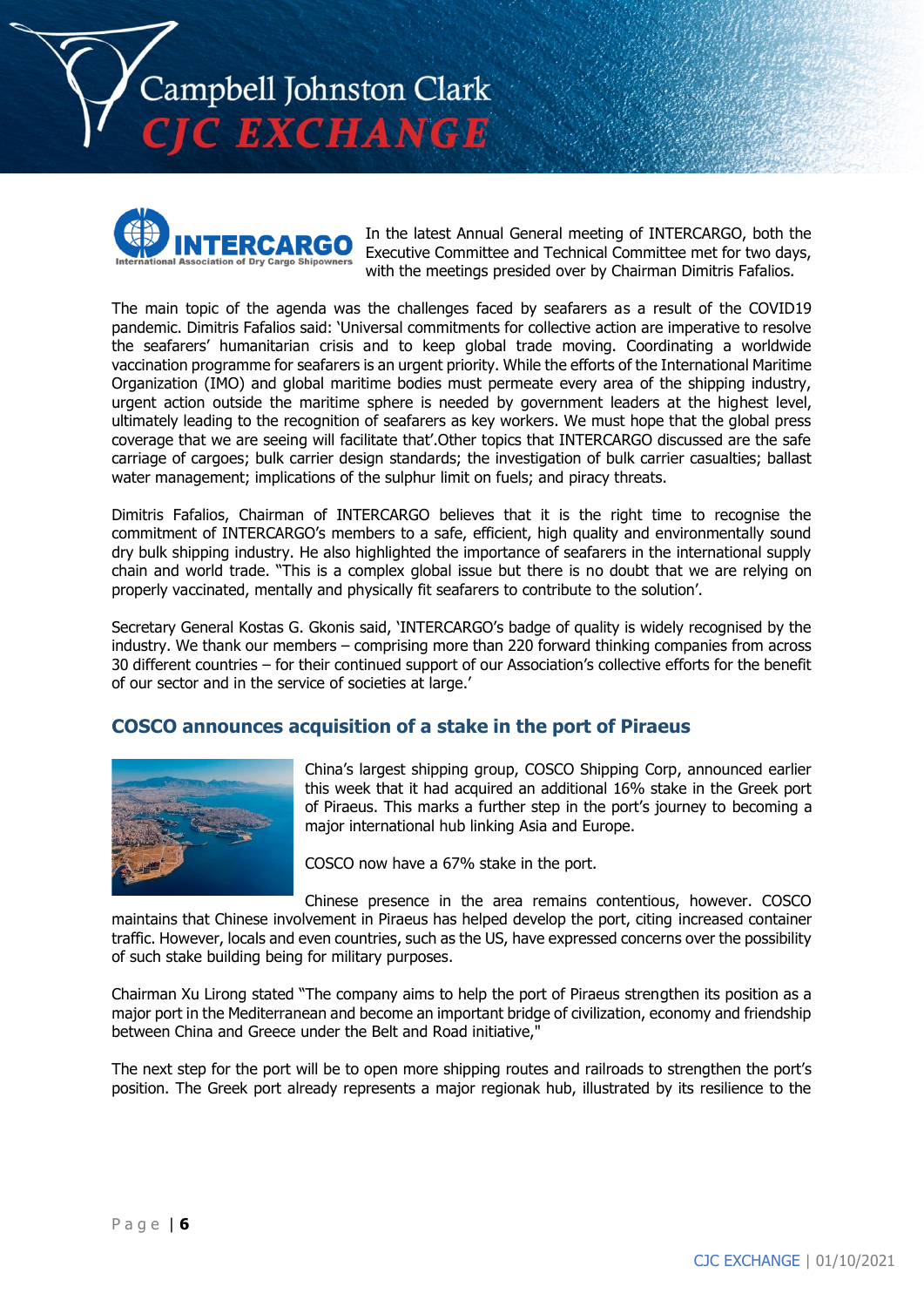In the latest Annual General meeting of INTERCARGO, both the Executive Committee and Technical Committee met for two days, with the meetings presided over by Chairman Dimitris Fafalios.

The main topic of the agenda was the challenges faced by seafarers as a result of the COVID19 pandemic. Dimitris Fafalios said: 'Universal commitments for collective action are imperative to resolve the seafarers' humanitarian crisis and to keep global trade moving. Coordinating a worldwide vaccination programme for seafarers is an urgent priority. While the efforts of the International Maritime Organization (IMO) and global maritime bodies must permeate every area of the shipping industry, urgent action outside the maritime sphere is needed by government leaders at the highest level, ultimately leading to the recognition of seafarers as key workers. We must hope that the global press coverage that we are seeing will facilitate that'.Other topics that INTERCARGO discussed are the safe carriage of cargoes; bulk carrier design standards; the investigation of bulk carrier casualties; ballast water management; implications of the sulphur limit on fuels; and piracy threats.

Dimitris Fafalios, Chairman of INTERCARGO believes that it is the right time to recognise the commitment of INTERCARGO's members to a safe, efficient, high quality and environmentally sound dry bulk shipping industry. He also highlighted the importance of seafarers in the international supply chain and world trade. "This is a complex global issue but there is no doubt that we are relying on properly vaccinated, mentally and physically fit seafarers to contribute to the solution'.

Secretary General Kostas G. Gkonis said, 'INTERCARGO's badge of quality is widely recognised by the industry. We thank our members – comprising more than 220 forward thinking companies from across 30 different countries – for their continued support of our Association's collective efforts for the benefit of our sector and in the service of societies at large.'

## COSCO announces acquisition of a stake in the port of Piraeus

China's largest shipping group, COSCO Shipping Corp, announced earlier this week that it had acquired an additional 16% stake in the Greek port of Piraeus. This marks a further step in the port's journey to becoming a major international hub linking Asia and Europe.

COSCO now have a 67% stake in the port.

Chinese presence in the area remains contentious, however. COSCO maintains that Chinese involvement in Piraeus has helped develop the port, citing increased container traffic. However, locals and even countries, such as the US, have expressed concerns over the possibility of such stake building being for military purposes.

Chairman Xu Lirong stated "The company aims to help the port of Piraeus strengthen its position as a major port in the Mediterranean and become an important bridge of civilization, economy and friendship between China and Greece under the Belt and Road initiative,"

The next step for the port will be to open more shipping routes and railroads to strengthen the port's position. The Greek port already represents a major regionak hub, illustrated by its resilience to the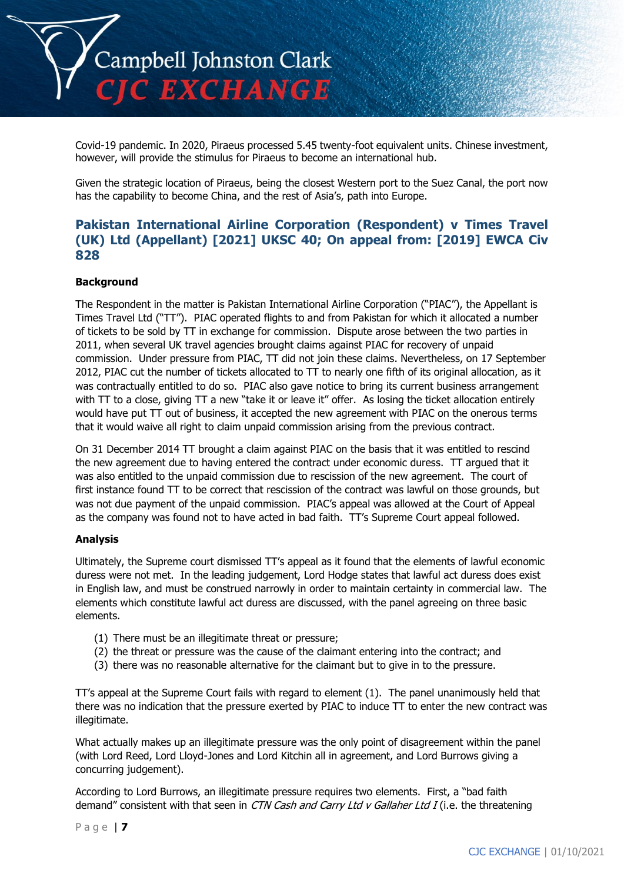Covid-19 pandemic. In 2020, Piraeus processed 5.45 twenty-foot equivalent units. Chinese investment, however, will provide the stimulus for Piraeus to become an international hub.

Given the strategic location of Piraeus, being the closest Western port to the Suez Canal, the port now has the capability to become China, and the rest of Asia's, path into Europe.

## Pakistan International Airline Corporation (Respondent) v Times Travel (UK) Ltd (Appellant) [2021] UKSC 40; On appeal from: [2019] EWCA Civ 828

**Background**

The Respondent in the matter is Pakistan International Airline Corporation ("PIAC"), the Appellant is Times Travel Ltd ("TT"). PIAC operated flights to and from Pakistan for which it allocated a number of tickets to be sold by TT in exchange for commission. Dispute arose between the two parties in 2011, when several UK travel agencies brought claims against PIAC for recovery of unpaid commission. Under pressure from PIAC, TT did not join these claims. Nevertheless, on 17 September 2012, PIAC cut the number of tickets allocated to TT to nearly one fifth of its original allocation, as it was contractually entitled to do so. PIAC also gave notice to bring its current business arrangement with TT to a close, giving TT a new "take it or leave it" offer. As losing the ticket allocation entirely would have put TT out of business, it accepted the new agreement with PIAC on the onerous terms that it would waive all right to claim unpaid commission arising from the previous contract.

On 31 December 2014 TT brought a claim against PIAC on the basis that it was entitled to rescind the new agreement due to having entered the contract under economic duress. TT argued that it was also entitled to the unpaid commission due to rescission of the new agreement. The court of first instance found TT to be correct that rescission of the contract was lawful on those grounds, but was not due payment of the unpaid commission. PIAC's appeal was allowed at the Court of Appeal as the company was found not to have acted in bad faith. TT's Supreme Court appeal followed.

**Analysis**

Ultimately, the Supreme court dismissed TT's appeal as it found that the elements of lawful economic duress were not met. In the leading judgement, Lord Hodge states that lawful act duress does exist in English law, and must be construed narrowly in order to maintain certainty in commercial law. The elements which constitute lawful act duress are discussed, with the panel agreeing on three basic elements.

(1) There must be an illegitimate threat or pressure;
(2) the threat or pressure was the cause of the claimant entering into the contract; and
(3) there was no reasonable alternative for the claimant but to give in to the pressure.

TT's appeal at the Supreme Court fails with regard to element (1). The panel unanimously held that there was no indication that the pressure exerted by PIAC to induce TT to enter the new contract was illegitimate.

What actually makes up an illegitimate pressure was the only point of disagreement within the panel (with Lord Reed, Lord Lloyd-Jones and Lord Kitchin all in agreement, and Lord Burrows giving a concurring judgement).

According to Lord Burrows, an illegitimate pressure requires two elements. First, a "bad faith demand" consistent with that seen in *CTN Cash and Carry Ltd v Gallaher Ltd I* (i.e. the threatening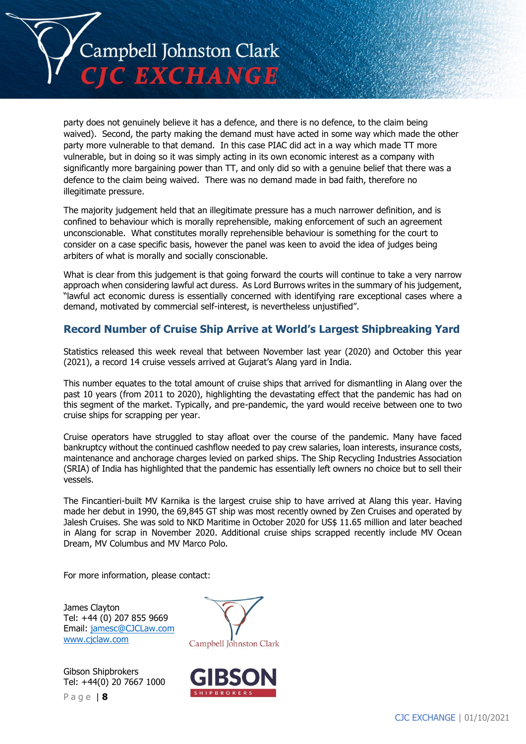party does not genuinely believe it has a defence, and there is no defence, to the claim being waived). Second, the party making the demand must have acted in some way which made the other party more vulnerable to that demand. In this case PIAC did act in a way which made TT more vulnerable, but in doing so it was simply acting in its own economic interest as a company with significantly more bargaining power than TT, and only did so with a genuine belief that there was a defence to the claim being waived. There was no demand made in bad faith, therefore no illegitimate pressure.

The majority judgement held that an illegitimate pressure has a much narrower definition, and is confined to behaviour which is morally reprehensible, making enforcement of such an agreement unconscionable. What constitutes morally reprehensible behaviour is something for the court to consider on a case specific basis, however the panel was keen to avoid the idea of judges being arbiters of what is morally and socially conscionable.

What is clear from this judgement is that going forward the courts will continue to take a very narrow approach when considering lawful act duress. As Lord Burrows writes in the summary of his judgement, "lawful act economic duress is essentially concerned with identifying rare exceptional cases where a demand, motivated by commercial self-interest, is nevertheless unjustified".

## Record Number of Cruise Ship Arrive at World's Largest Shipbreaking Yard

Statistics released this week reveal that between November last year (2020) and October this year (2021), a record 14 cruise vessels arrived at Gujarat's Alang yard in India.

This number equates to the total amount of cruise ships that arrived for dismantling in Alang over the past 10 years (from 2011 to 2020), highlighting the devastating effect that the pandemic has had on this segment of the market. Typically, and pre-pandemic, the yard would receive between one to two cruise ships for scrapping per year.

Cruise operators have struggled to stay afloat over the course of the pandemic. Many have faced bankruptcy without the continued cashflow needed to pay crew salaries, loan interests, insurance costs, maintenance and anchorage charges levied on parked ships. The Ship Recycling Industries Association (SRIA) of India has highlighted that the pandemic has essentially left owners no choice but to sell their vessels.

The Fincantieri-built MV Karnika is the largest cruise ship to have arrived at Alang this year. Having made her debut in 1990, the 69,845 GT ship was most recently owned by Zen Cruises and operated by Jalesh Cruises. She was sold to NKD Maritime in October 2020 for US$ 11.65 million and later beached in Alang for scrap in November 2020. Additional cruise ships scrapped recently include MV Ocean Dream, MV Columbus and MV Marco Polo.

For more information, please contact:

James Clayton
Tel: +44 (0) 207 855 9669
Email: jamesc@CJCLaw.com
www.cjclaw.com

Gibson Shipbrokers
Tel: +44(0) 20 7667 1000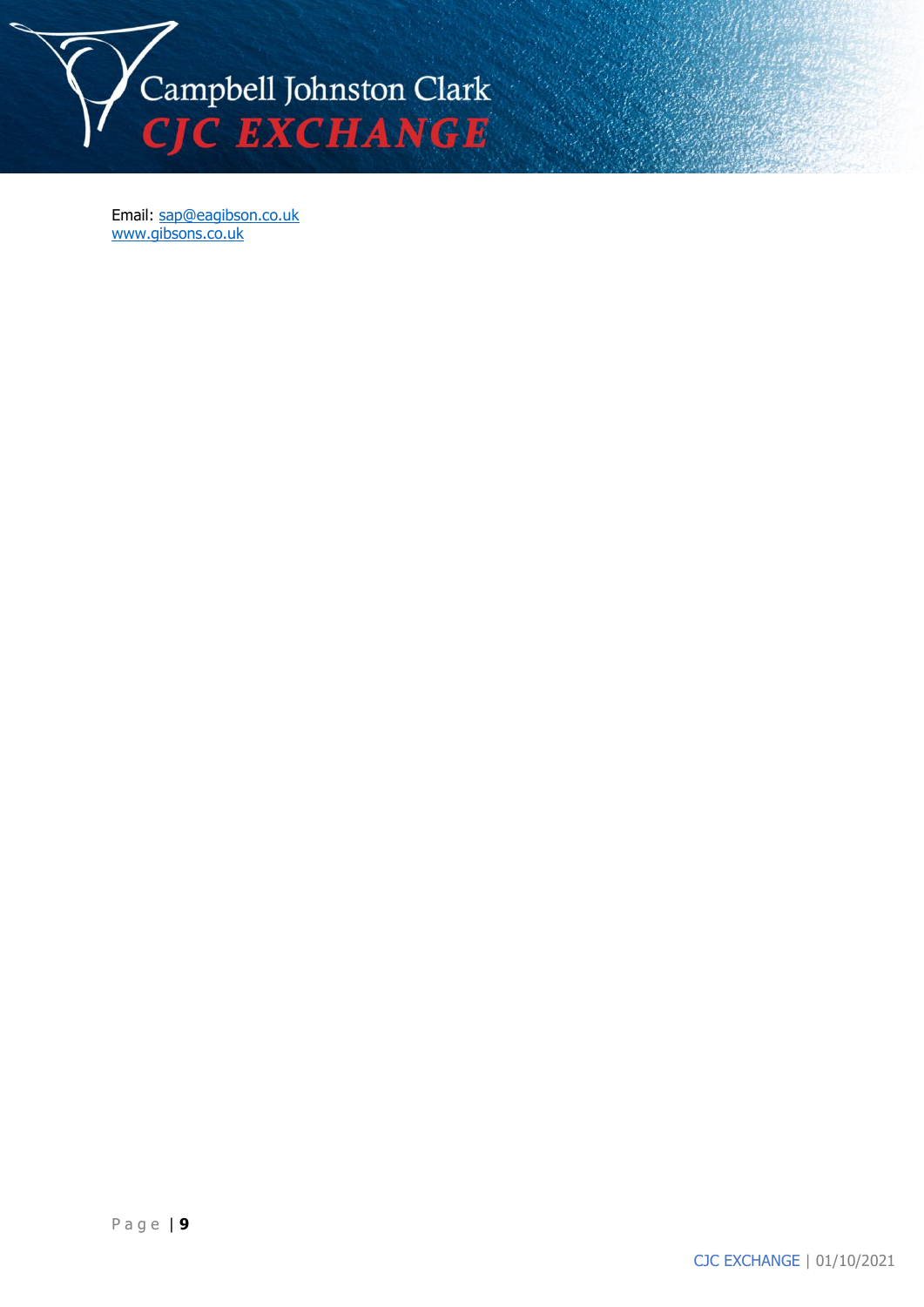Email: sap@eagibson.co.uk
www.gibsons.co.uk